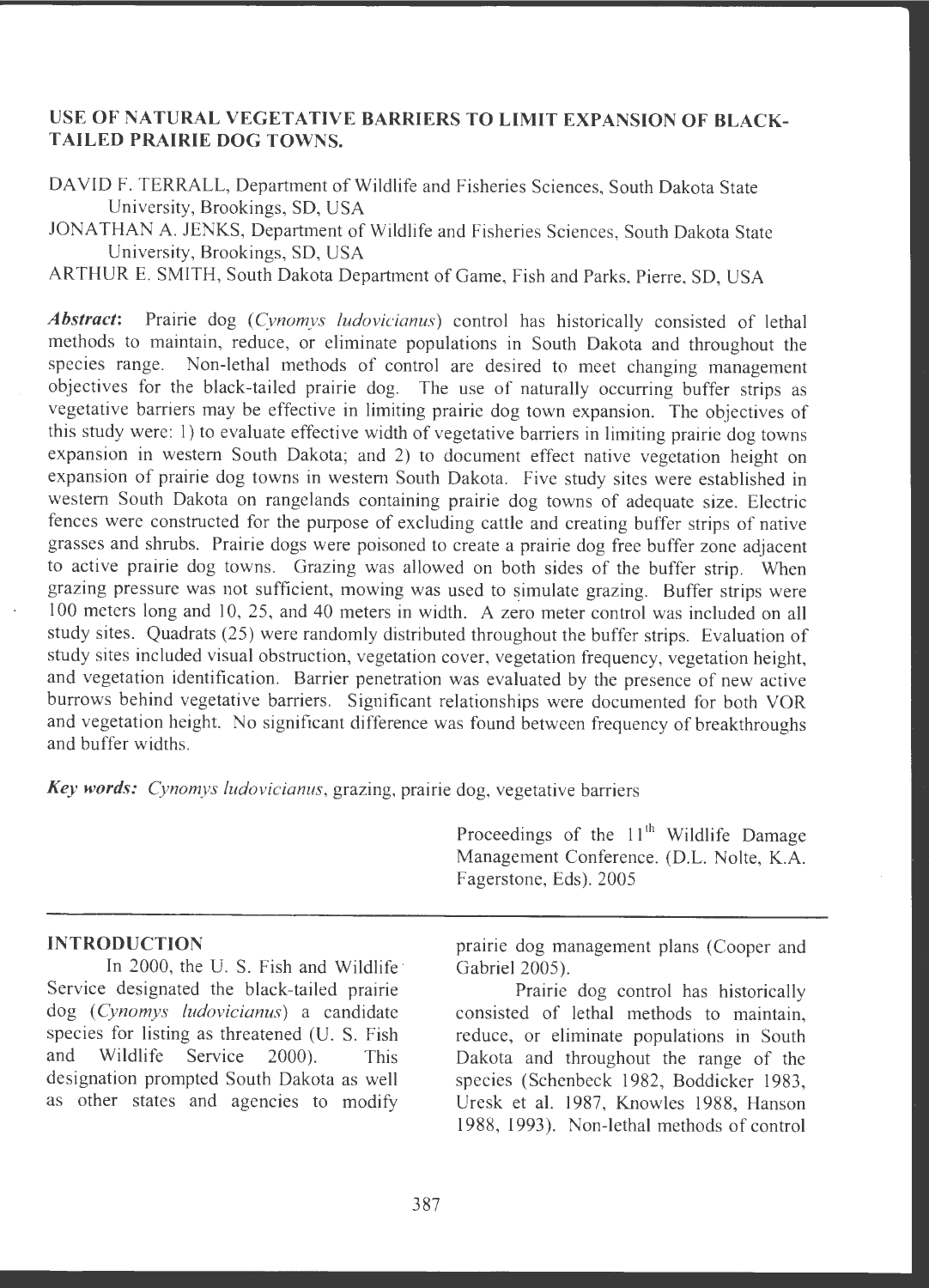# USE OF NATURAL VEGETATIVE BARRIERS TO LIMIT EXPANSION OF BLACK-TAILED PRAIRIE DOG TOWNS.

DAVID F. TERRALL, Department of Wildlife and Fisheries Sciences, South Dakota State University, Brookings, SD, USA

JONATHAN A. JENKS, Department of Wildlife and Fisheries Sciences, South Dakota State University, Brookings, SD, USA

ARTHUR E. SMITH, South Dakota Department of Game, Fish and Parks, Pierre, SD, USA

***Abstract:*** Prairie dog (*Cynomys ludovicianus*) control has historically consisted of lethal methods to maintain, reduce, or eliminate populations in South Dakota and throughout the species range. Non-lethal methods of control are desired to meet changing management objectives for the black-tailed prairie dog. The use of naturally occurring buffer strips as vegetative barriers may be effective in limiting prairie dog town expansion. The objectives of this study were: 1) to evaluate effective width of vegetative barriers in limiting prairie dog towns expansion in western South Dakota; and 2) to document effect native vegetation height on expansion of prairie dog towns in western South Dakota. Five study sites were established in western South Dakota on rangelands containing prairie dog towns of adequate size. Electric fences were constructed for the purpose of excluding cattle and creating buffer strips of native grasses and shrubs. Prairie dogs were poisoned to create a prairie dog free buffer zone adjacent to active prairie dog towns. Grazing was allowed on both sides of the buffer strip. When grazing pressure was not sufficient, mowing was used to simulate grazing. Buffer strips were 100 meters long and 10, 25, and 40 meters in width. A zero meter control was included on all study sites. Quadrats (25) were randomly distributed throughout the buffer strips. Evaluation of study sites included visual obstruction, vegetation cover, vegetation frequency, vegetation height, and vegetation identification. Barrier penetration was evaluated by the presence of new active burrows behind vegetative barriers. Significant relationships were documented for both VOR and vegetation height. No significant difference was found between frequency of breakthroughs and buffer widths.

***Key words:*** *Cynomys ludovicianus*, grazing, prairie dog, vegetative barriers

Proceedings of the 11th Wildlife Damage Management Conference. (D.L. Nolte, K.A. Fagerstone, Eds). 2005

## INTRODUCTION

In 2000, the U. S. Fish and Wildlife Service designated the black-tailed prairie dog (*Cynomys ludovicianus*) a candidate species for listing as threatened (U. S. Fish and Wildlife Service 2000). This designation prompted South Dakota as well as other states and agencies to modify prairie dog management plans (Cooper and Gabriel 2005).

Prairie dog control has historically consisted of lethal methods to maintain, reduce, or eliminate populations in South Dakota and throughout the range of the species (Schenbeck 1982, Boddicker 1983, Uresk et al. 1987, Knowles 1988, Hanson 1988, 1993). Non-lethal methods of control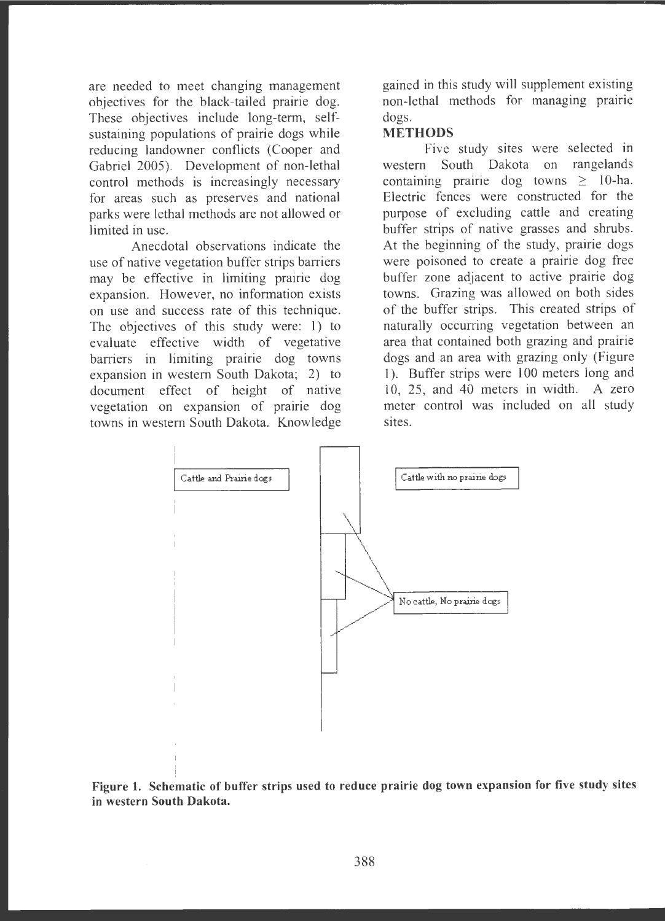are needed to meet changing management objectives for the black-tailed prairie dog. These objectives include long-term, self-sustaining populations of prairie dogs while reducing landowner conflicts (Cooper and Gabriel 2005). Development of non-lethal control methods is increasingly necessary for areas such as preserves and national parks were lethal methods are not allowed or limited in use.

Anecdotal observations indicate the use of native vegetation buffer strips barriers may be effective in limiting prairie dog expansion. However, no information exists on use and success rate of this technique. The objectives of this study were: 1) to evaluate effective width of vegetative barriers in limiting prairie dog towns expansion in western South Dakota; 2) to document effect of height of native vegetation on expansion of prairie dog towns in western South Dakota. Knowledge gained in this study will supplement existing non-lethal methods for managing prairie dogs.

## METHODS

Five study sites were selected in western South Dakota on rangelands containing prairie dog towns ≥ 10-ha. Electric fences were constructed for the purpose of excluding cattle and creating buffer strips of native grasses and shrubs. At the beginning of the study, prairie dogs were poisoned to create a prairie dog free buffer zone adjacent to active prairie dog towns. Grazing was allowed on both sides of the buffer strips. This created strips of naturally occurring vegetation between an area that contained both grazing and prairie dogs and an area with grazing only (Figure 1). Buffer strips were 100 meters long and 10, 25, and 40 meters in width. A zero meter control was included on all study sites.

Cattle and Prairie dogs

Cattle with no prairie dogs

No cattle, No prairie dogs

**Figure 1. Schematic of buffer strips used to reduce prairie dog town expansion for five study sites in western South Dakota.**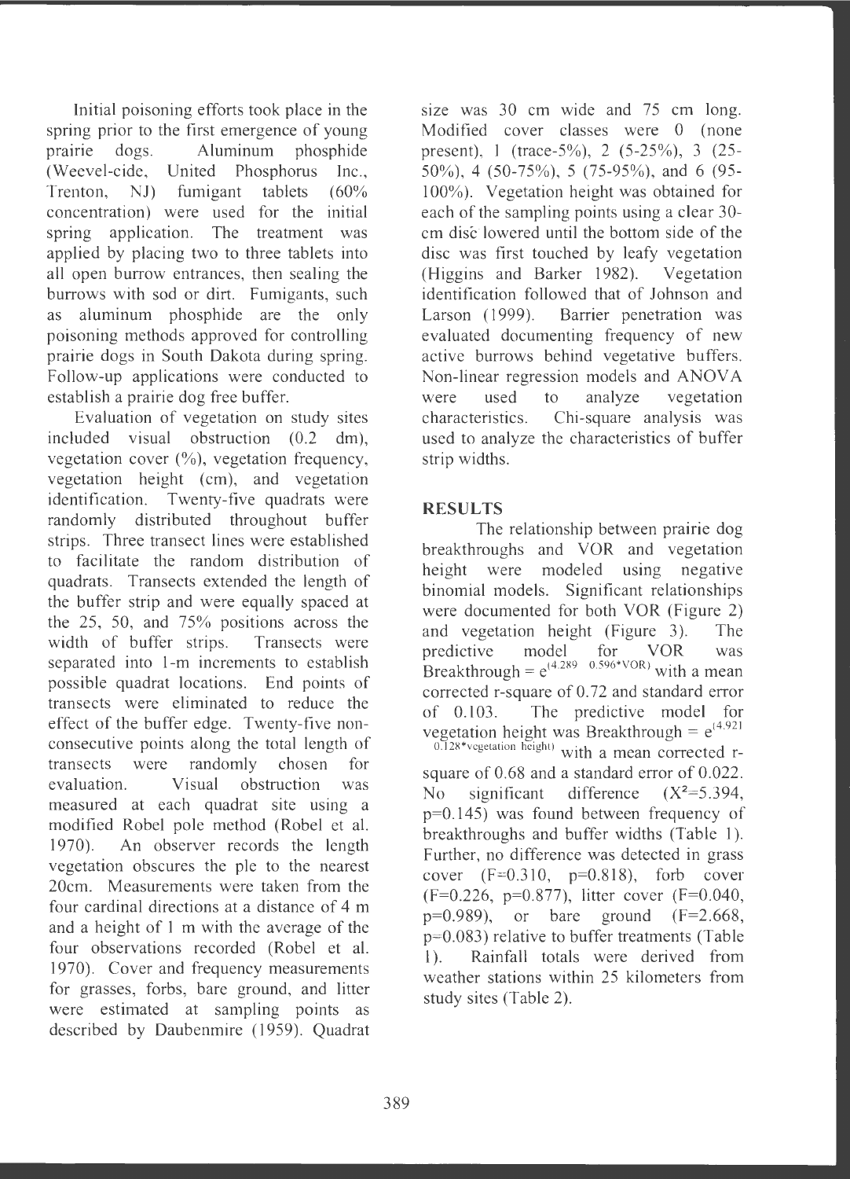Initial poisoning efforts took place in the spring prior to the first emergence of young prairie dogs. Aluminum phosphide (Weevel-cide, United Phosphorus Inc., Trenton, NJ) fumigant tablets (60% concentration) were used for the initial spring application. The treatment was applied by placing two to three tablets into all open burrow entrances, then sealing the burrows with sod or dirt. Fumigants, such as aluminum phosphide are the only poisoning methods approved for controlling prairie dogs in South Dakota during spring. Follow-up applications were conducted to establish a prairie dog free buffer.

Evaluation of vegetation on study sites included visual obstruction (0.2 dm), vegetation cover (%), vegetation frequency, vegetation height (cm), and vegetation identification. Twenty-five quadrats were randomly distributed throughout buffer strips. Three transect lines were established to facilitate the random distribution of quadrats. Transects extended the length of the buffer strip and were equally spaced at the 25, 50, and 75% positions across the width of buffer strips. Transects were separated into 1-m increments to establish possible quadrat locations. End points of transects were eliminated to reduce the effect of the buffer edge. Twenty-five non-consecutive points along the total length of transects were randomly chosen for evaluation. Visual obstruction was measured at each quadrat site using a modified Robel pole method (Robel et al. 1970). An observer records the length vegetation obscures the ple to the nearest 20cm. Measurements were taken from the four cardinal directions at a distance of 4 m and a height of 1 m with the average of the four observations recorded (Robel et al. 1970). Cover and frequency measurements for grasses, forbs, bare ground, and litter were estimated at sampling points as described by Daubenmire (1959). Quadrat size was 30 cm wide and 75 cm long. Modified cover classes were 0 (none present), 1 (trace-5%), 2 (5-25%), 3 (25-50%), 4 (50-75%), 5 (75-95%), and 6 (95-100%). Vegetation height was obtained for each of the sampling points using a clear 30-cm disc lowered until the bottom side of the disc was first touched by leafy vegetation (Higgins and Barker 1982). Vegetation identification followed that of Johnson and Larson (1999). Barrier penetration was evaluated documenting frequency of new active burrows behind vegetative buffers. Non-linear regression models and ANOVA were used to analyze vegetation characteristics. Chi-square analysis was used to analyze the characteristics of buffer strip widths.

## RESULTS

The relationship between prairie dog breakthroughs and VOR and vegetation height were modeled using negative binomial models. Significant relationships were documented for both VOR (Figure 2) and vegetation height (Figure 3). The predictive model for VOR was Breakthrough = $e^{(4.289 - 0.596*VOR)}$ with a mean corrected r-square of 0.72 and standard error of 0.103. The predictive model for vegetation height was Breakthrough = $e^{(4.921 - 0.128*\text{vegetation height})}$ with a mean corrected r-square of 0.68 and a standard error of 0.022. No significant difference ($X^2$=5.394, p=0.145) was found between frequency of breakthroughs and buffer widths (Table 1). Further, no difference was detected in grass cover (F=0.310, p=0.818), forb cover (F=0.226, p=0.877), litter cover (F=0.040, p=0.989), or bare ground (F=2.668, p=0.083) relative to buffer treatments (Table 1). Rainfall totals were derived from weather stations within 25 kilometers from study sites (Table 2).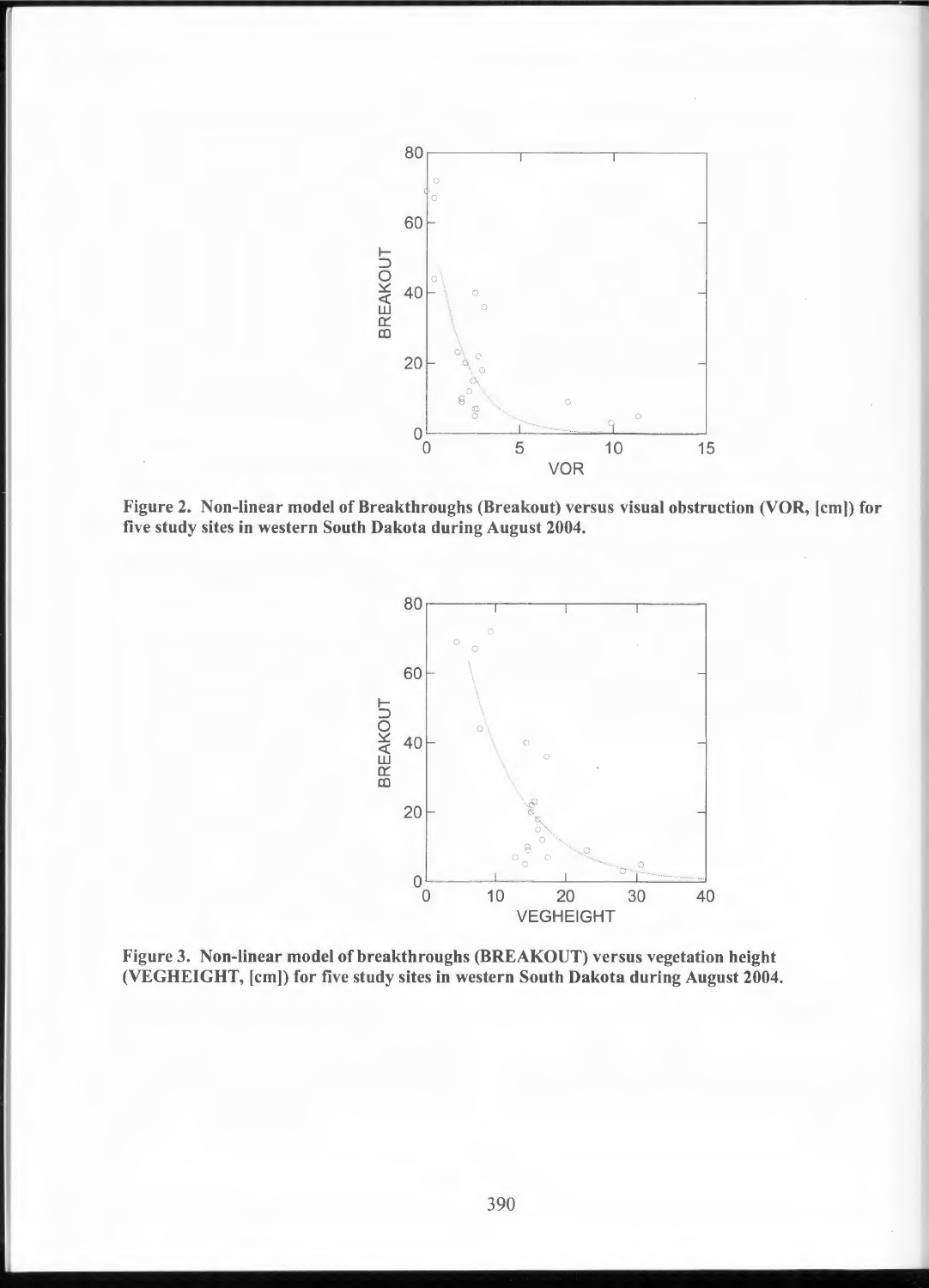Figure 2. Non-linear model of Breakthroughs (Breakout) versus visual obstruction (VOR, [cm]) for five study sites in western South Dakota during August 2004.

Figure 3. Non-linear model of breakthroughs (BREAKOUT) versus vegetation height (VEGHEIGHT, [cm]) for five study sites in western South Dakota during August 2004.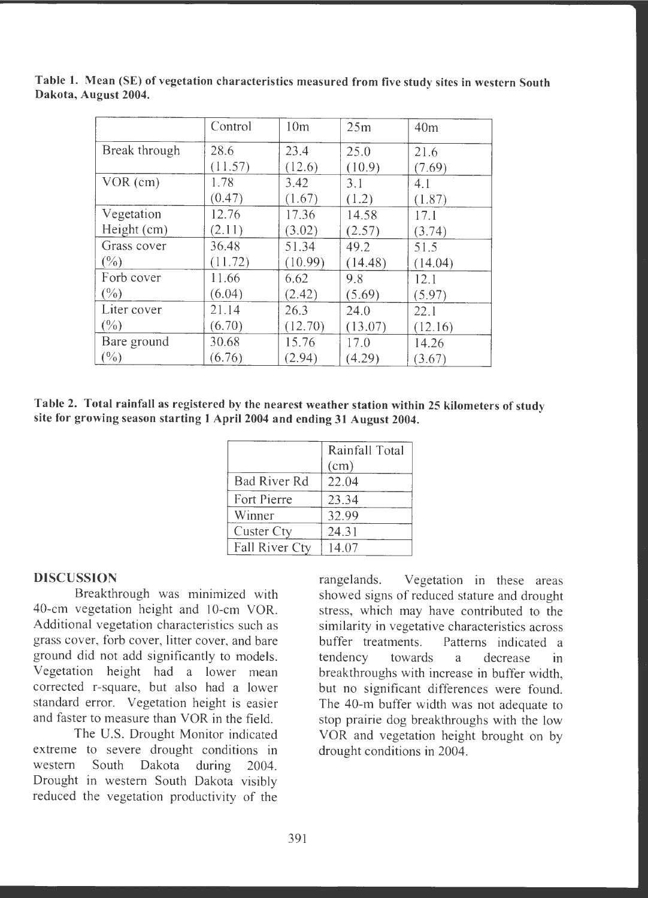**Table 1. Mean (SE) of vegetation characteristics measured from five study sites in western South Dakota, August 2004.**

| | Control | 10m | 25m | 40m |
|---|---|---|---|---|
| Break through | 28.6 (11.57) | 23.4 (12.6) | 25.0 (10.9) | 21.6 (7.69) |
| VOR (cm) | 1.78 (0.47) | 3.42 (1.67) | 3.1 (1.2) | 4.1 (1.87) |
| Vegetation Height (cm) | 12.76 (2.11) | 17.36 (3.02) | 14.58 (2.57) | 17.1 (3.74) |
| Grass cover (%) | 36.48 (11.72) | 51.34 (10.99) | 49.2 (14.48) | 51.5 (14.04) |
| Forb cover (%) | 11.66 (6.04) | 6.62 (2.42) | 9.8 (5.69) | 12.1 (5.97) |
| Liter cover (%) | 21.14 (6.70) | 26.3 (12.70) | 24.0 (13.07) | 22.1 (12.16) |
| Bare ground (%) | 30.68 (6.76) | 15.76 (2.94) | 17.0 (4.29) | 14.26 (3.67) |

**Table 2. Total rainfall as registered by the nearest weather station within 25 kilometers of study site for growing season starting 1 April 2004 and ending 31 August 2004.**

| | Rainfall Total (cm) |
|---|---|
| Bad River Rd | 22.04 |
| Fort Pierre | 23.34 |
| Winner | 32.99 |
| Custer Cty | 24.31 |
| Fall River Cty | 14.07 |

## DISCUSSION

Breakthrough was minimized with 40-cm vegetation height and 10-cm VOR. Additional vegetation characteristics such as grass cover, forb cover, litter cover, and bare ground did not add significantly to models. Vegetation height had a lower mean corrected r-square, but also had a lower standard error. Vegetation height is easier and faster to measure than VOR in the field.

The U.S. Drought Monitor indicated extreme to severe drought conditions in western South Dakota during 2004. Drought in western South Dakota visibly reduced the vegetation productivity of the rangelands. Vegetation in these areas showed signs of reduced stature and drought stress, which may have contributed to the similarity in vegetative characteristics across buffer treatments. Patterns indicated a tendency towards a decrease in breakthroughs with increase in buffer width, but no significant differences were found. The 40-m buffer width was not adequate to stop prairie dog breakthroughs with the low VOR and vegetation height brought on by drought conditions in 2004.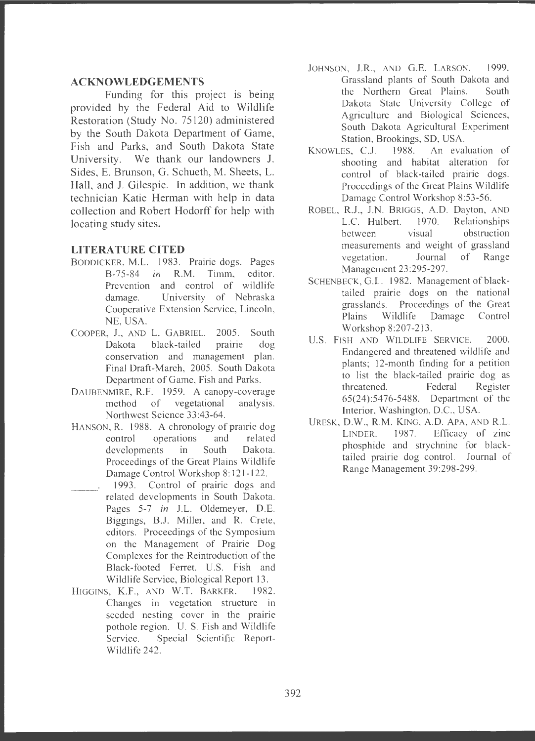## ACKNOWLEDGEMENTS

Funding for this project is being provided by the Federal Aid to Wildlife Restoration (Study No. 75120) administered by the South Dakota Department of Game, Fish and Parks, and South Dakota State University. We thank our landowners J. Sides, E. Brunson, G. Schueth, M. Sheets, L. Hall, and J. Gilespie. In addition, we thank technician Katie Herman with help in data collection and Robert Hodorff for help with locating study sites.

## LITERATURE CITED

BODDICKER, M.L. 1983. Prairie dogs. Pages B-75-84 *in* R.M. Timm, editor. Prevention and control of wildlife damage. University of Nebraska Cooperative Extension Service, Lincoln, NE, USA.

COOPER, J., AND L. GABRIEL. 2005. South Dakota black-tailed prairie dog conservation and management plan. Final Draft-March, 2005. South Dakota Department of Game, Fish and Parks.

DAUBENMIRE, R.F. 1959. A canopy-coverage method of vegetational analysis. Northwest Science 33:43-64.

HANSON, R. 1988. A chronology of prairie dog control operations and related developments in South Dakota. Proceedings of the Great Plains Wildlife Damage Control Workshop 8:121-122.

\_\_\_\_\_. 1993. Control of prairie dogs and related developments in South Dakota. Pages 5-7 *in* J.L. Oldemeyer, D.E. Biggings, B.J. Miller, and R. Crete, editors. Proceedings of the Symposium on the Management of Prairie Dog Complexes for the Reintroduction of the Black-footed Ferret. U.S. Fish and Wildlife Service, Biological Report 13.

HIGGINS, K.F., AND W.T. BARKER. 1982. Changes in vegetation structure in seeded nesting cover in the prairie pothole region. U. S. Fish and Wildlife Service. Special Scientific Report-Wildlife 242.

JOHNSON, J.R., AND G.E. LARSON. 1999. Grassland plants of South Dakota and the Northern Great Plains. South Dakota State University College of Agriculture and Biological Sciences, South Dakota Agricultural Experiment Station, Brookings, SD, USA.

KNOWLES, C.J. 1988. An evaluation of shooting and habitat alteration for control of black-tailed prairie dogs. Proceedings of the Great Plains Wildlife Damage Control Workshop 8:53-56.

ROBEL, R.J., J.N. BRIGGS, A.D. Dayton, AND L.C. Hulbert. 1970. Relationships between visual obstruction measurements and weight of grassland vegetation. Journal of Range Management 23:295-297.

SCHENBECK, G.L. 1982. Management of black-tailed prairie dogs on the national grasslands. Proceedings of the Great Plains Wildlife Damage Control Workshop 8:207-213.

U.S. FISH AND WILDLIFE SERVICE. 2000. Endangered and threatened wildlife and plants; 12-month finding for a petition to list the black-tailed prairie dog as threatened. Federal Register 65(24):5476-5488. Department of the Interior, Washington, D.C., USA.

URESK, D.W., R.M. KING, A.D. APA, AND R.L. LINDER. 1987. Efficacy of zinc phosphide and strychnine for black-tailed prairie dog control. Journal of Range Management 39:298-299.